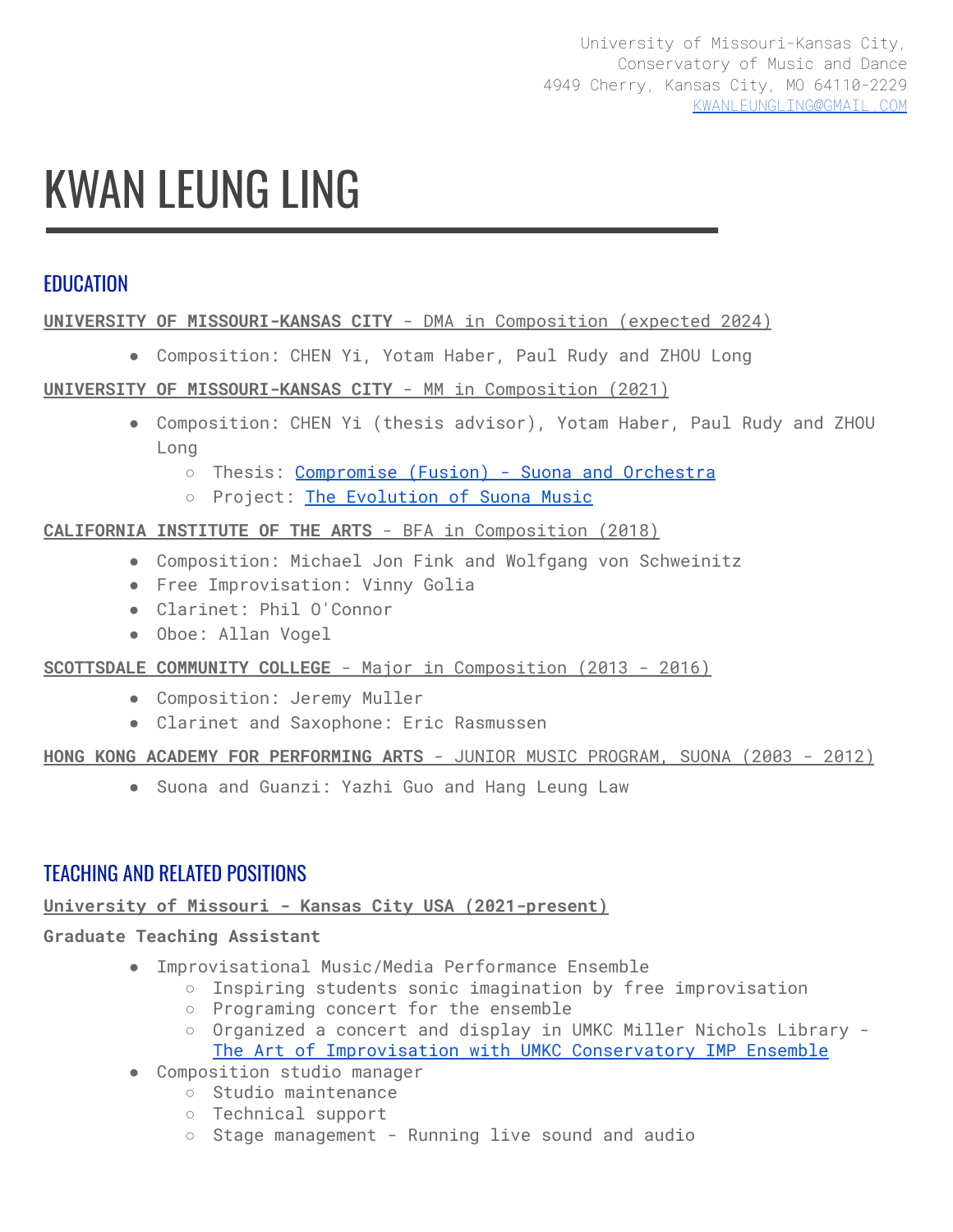University of Missouri-Kansas City,
Conservatory of Music and Dance
4949 Cherry, Kansas City, MO 64110-2229
[KWANLEUNGLING@GMAIL.COM](mailto:KWANLEUNGLING@GMAIL.COM)

# KWAN LEUNG LING

## EDUCATION

**UNIVERSITY OF MISSOURI-KANSAS CITY** - DMA in Composition (expected 2024)

- Composition: CHEN Yi, Yotam Haber, Paul Rudy and ZHOU Long

**UNIVERSITY OF MISSOURI-KANSAS CITY** - MM in Composition (2021)

- Composition: CHEN Yi (thesis advisor), Yotam Haber, Paul Rudy and ZHOU Long
  - Thesis: Compromise (Fusion) - Suona and Orchestra
  - Project: The Evolution of Suona Music

**CALIFORNIA INSTITUTE OF THE ARTS** - BFA in Composition (2018)

- Composition: Michael Jon Fink and Wolfgang von Schweinitz
- Free Improvisation: Vinny Golia
- Clarinet: Phil O'Connor
- Oboe: Allan Vogel

**SCOTTSDALE COMMUNITY COLLEGE** - Major in Composition (2013 - 2016)

- Composition: Jeremy Muller
- Clarinet and Saxophone: Eric Rasmussen

**HONG KONG ACADEMY FOR PERFORMING ARTS** - JUNIOR MUSIC PROGRAM, SUONA (2003 - 2012)

- Suona and Guanzi: Yazhi Guo and Hang Leung Law

## TEACHING AND RELATED POSITIONS

**University of Missouri - Kansas City USA (2021-present)**

**Graduate Teaching Assistant**

- Improvisational Music/Media Performance Ensemble
  - Inspiring students sonic imagination by free improvisation
  - Programing concert for the ensemble
  - Organized a concert and display in UMKC Miller Nichols Library - The Art of Improvisation with UMKC Conservatory IMP Ensemble
- Composition studio manager
  - Studio maintenance
  - Technical support
  - Stage management - Running live sound and audio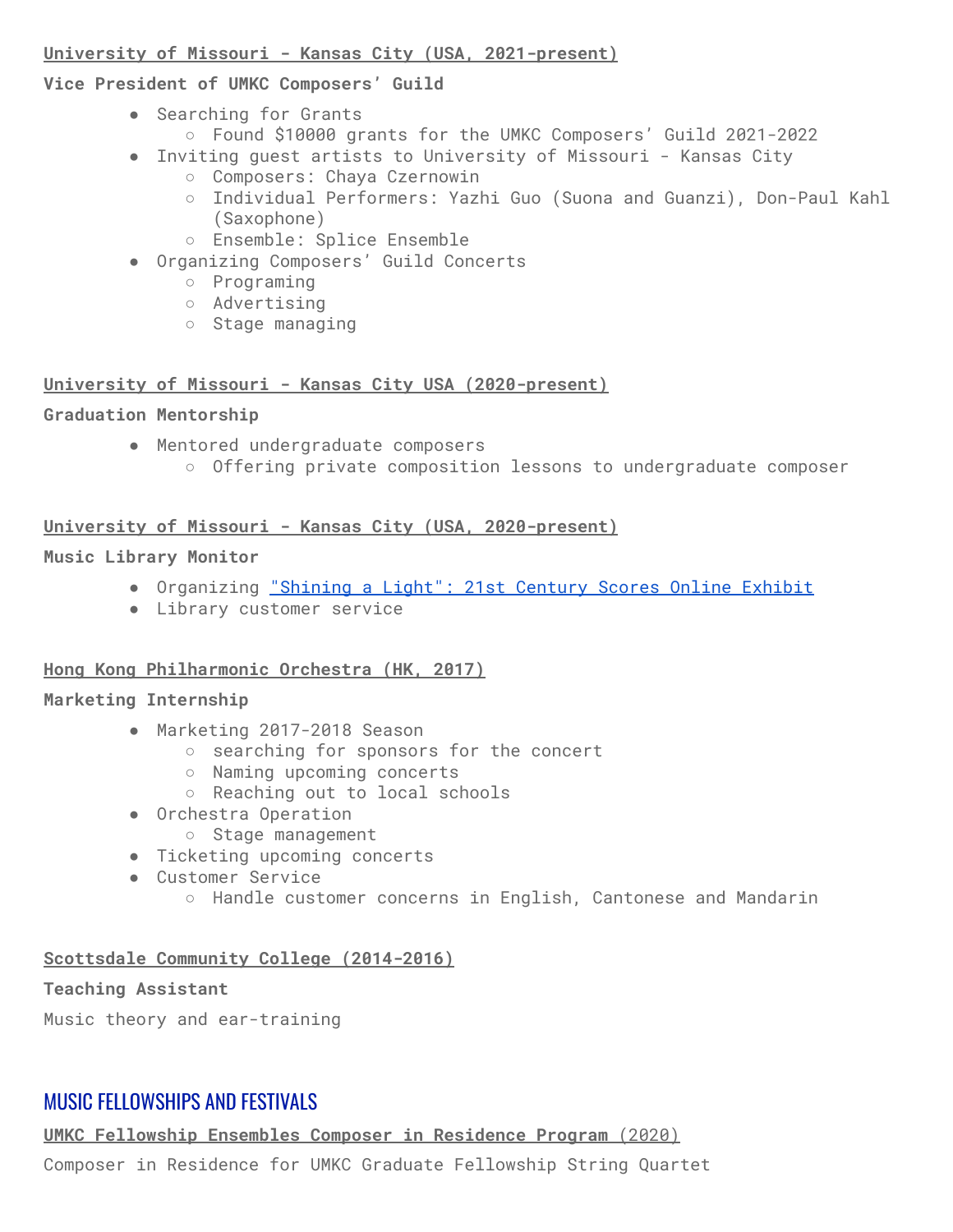**University of Missouri - Kansas City (USA, 2021-present)**

**Vice President of UMKC Composers' Guild**

- Searching for Grants
  - Found $10000 grants for the UMKC Composers' Guild 2021-2022
- Inviting guest artists to University of Missouri - Kansas City
  - Composers: Chaya Czernowin
  - Individual Performers: Yazhi Guo (Suona and Guanzi), Don-Paul Kahl (Saxophone)
  - Ensemble: Splice Ensemble
- Organizing Composers' Guild Concerts
  - Programing
  - Advertising
  - Stage managing

**University of Missouri - Kansas City USA (2020-present)**

**Graduation Mentorship**

- Mentored undergraduate composers
  - Offering private composition lessons to undergraduate composer

**University of Missouri - Kansas City (USA, 2020-present)**

**Music Library Monitor**

- Organizing "Shining a Light": 21st Century Scores Online Exhibit
- Library customer service

**Hong Kong Philharmonic Orchestra (HK, 2017)**

**Marketing Internship**

- Marketing 2017-2018 Season
  - searching for sponsors for the concert
  - Naming upcoming concerts
  - Reaching out to local schools
- Orchestra Operation
  - Stage management
- Ticketing upcoming concerts
- Customer Service
  - Handle customer concerns in English, Cantonese and Mandarin

**Scottsdale Community College (2014-2016)**

**Teaching Assistant**

Music theory and ear-training

## MUSIC FELLOWSHIPS AND FESTIVALS

**UMKC Fellowship Ensembles Composer in Residence Program** (2020)

Composer in Residence for UMKC Graduate Fellowship String Quartet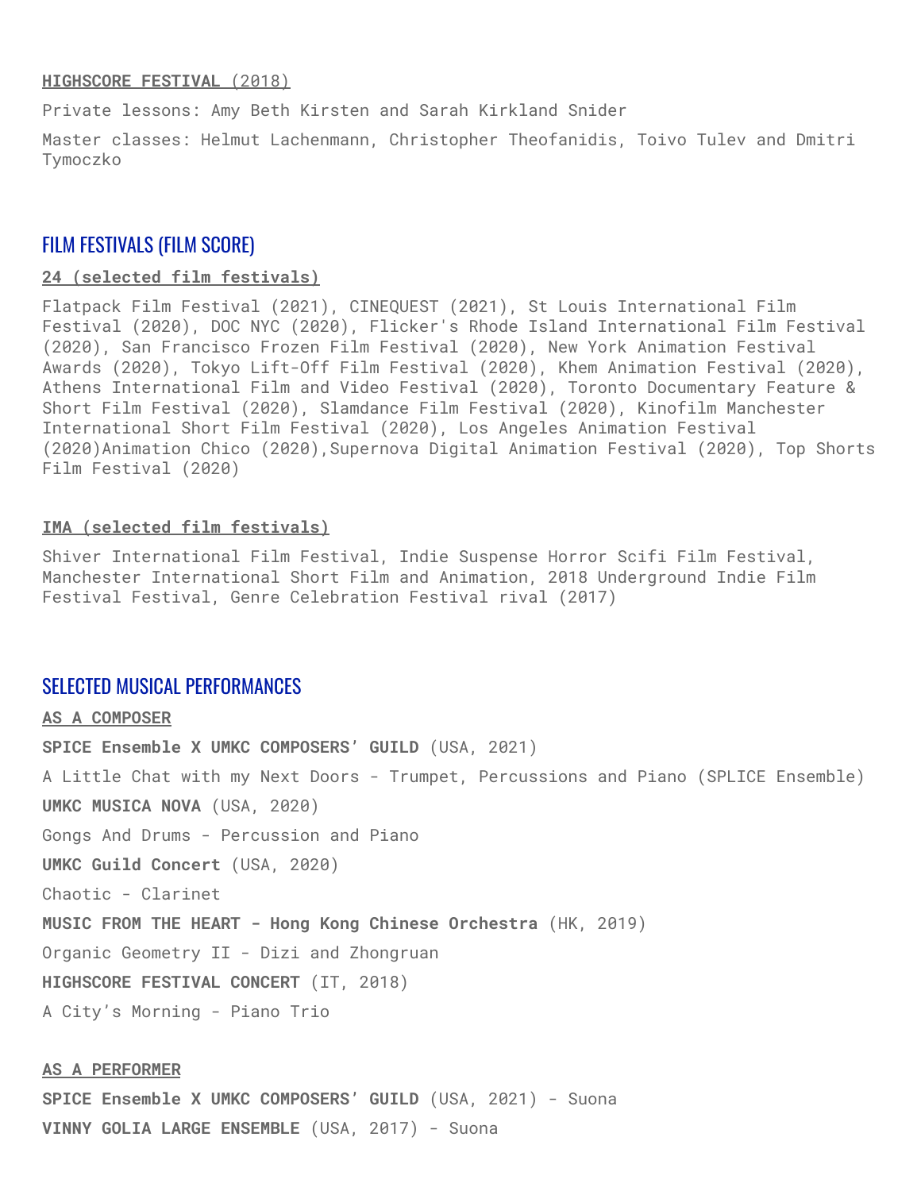**HIGHSCORE FESTIVAL (2018)**

Private lessons: Amy Beth Kirsten and Sarah Kirkland Snider

Master classes: Helmut Lachenmann, Christopher Theofanidis, Toivo Tulev and Dmitri Tymoczko

## FILM FESTIVALS (FILM SCORE)

**24 (selected film festivals)**

Flatpack Film Festival (2021), CINEQUEST (2021), St Louis International Film Festival (2020), DOC NYC (2020), Flicker's Rhode Island International Film Festival (2020), San Francisco Frozen Film Festival (2020), New York Animation Festival Awards (2020), Tokyo Lift-Off Film Festival (2020), Khem Animation Festival (2020), Athens International Film and Video Festival (2020), Toronto Documentary Feature & Short Film Festival (2020), Slamdance Film Festival (2020), Kinofilm Manchester International Short Film Festival (2020), Los Angeles Animation Festival (2020)Animation Chico (2020),Supernova Digital Animation Festival (2020), Top Shorts Film Festival (2020)

**IMA (selected film festivals)**

Shiver International Film Festival, Indie Suspense Horror Scifi Film Festival, Manchester International Short Film and Animation, 2018 Underground Indie Film Festival Festival, Genre Celebration Festival rival (2017)

## SELECTED MUSICAL PERFORMANCES

**AS A COMPOSER**

**SPICE Ensemble X UMKC COMPOSERS' GUILD** (USA, 2021)

A Little Chat with my Next Doors - Trumpet, Percussions and Piano (SPLICE Ensemble)

**UMKC MUSICA NOVA** (USA, 2020)

Gongs And Drums - Percussion and Piano

**UMKC Guild Concert** (USA, 2020)

Chaotic - Clarinet

**MUSIC FROM THE HEART - Hong Kong Chinese Orchestra** (HK, 2019)

Organic Geometry II - Dizi and Zhongruan

**HIGHSCORE FESTIVAL CONCERT** (IT, 2018)

A City's Morning - Piano Trio

**AS A PERFORMER**

**SPICE Ensemble X UMKC COMPOSERS' GUILD** (USA, 2021) - Suona

**VINNY GOLIA LARGE ENSEMBLE** (USA, 2017) - Suona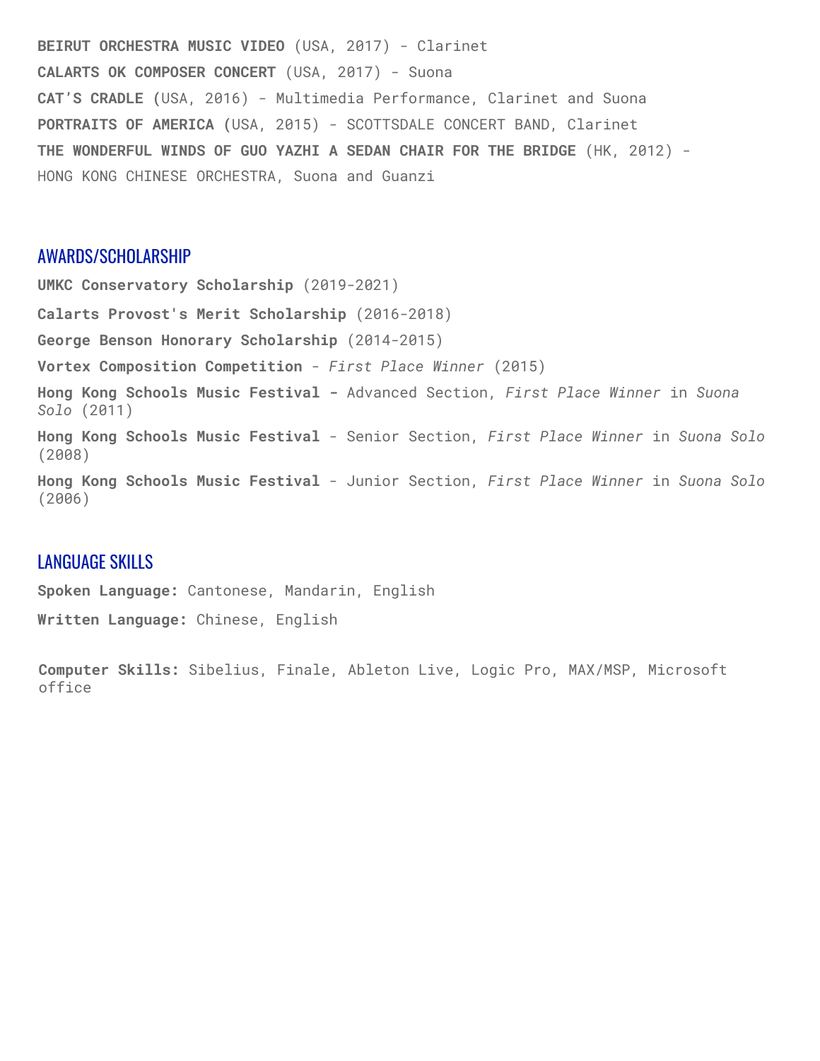**BEIRUT ORCHESTRA MUSIC VIDEO** (USA, 2017) - Clarinet

**CALARTS OK COMPOSER CONCERT** (USA, 2017) - Suona

**CAT'S CRADLE (**USA, 2016) - Multimedia Performance, Clarinet and Suona

**PORTRAITS OF AMERICA (**USA, 2015) - SCOTTSDALE CONCERT BAND, Clarinet

**THE WONDERFUL WINDS OF GUO YAZHI A SEDAN CHAIR FOR THE BRIDGE** (HK, 2012) - HONG KONG CHINESE ORCHESTRA, Suona and Guanzi

## AWARDS/SCHOLARSHIP

**UMKC Conservatory Scholarship** (2019-2021)

**Calarts Provost's Merit Scholarship** (2016-2018)

**George Benson Honorary Scholarship** (2014-2015)

**Vortex Composition Competition** - *First Place Winner* (2015)

**Hong Kong Schools Music Festival -** Advanced Section, *First Place Winner* in *Suona Solo* (2011)

**Hong Kong Schools Music Festival** - Senior Section, *First Place Winner* in *Suona Solo* (2008)

**Hong Kong Schools Music Festival** - Junior Section, *First Place Winner* in *Suona Solo* (2006)

## LANGUAGE SKILLS

**Spoken Language:** Cantonese, Mandarin, English

**Written Language:** Chinese, English

**Computer Skills:** Sibelius, Finale, Ableton Live, Logic Pro, MAX/MSP, Microsoft office